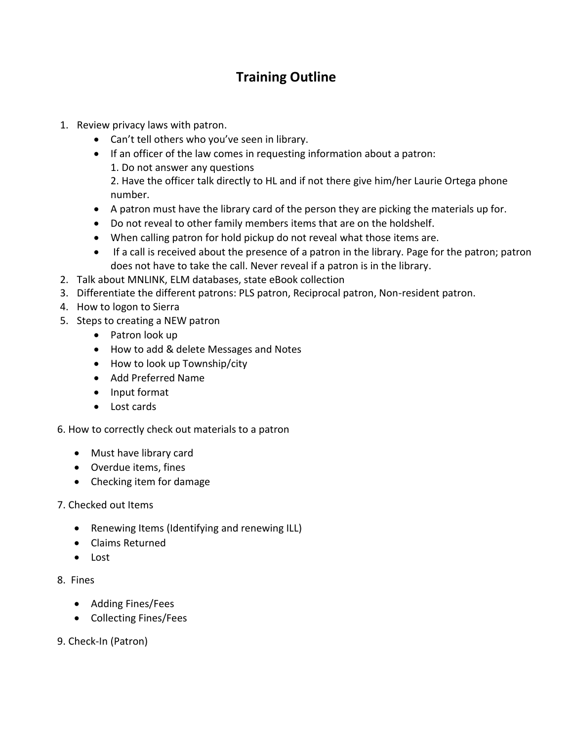# Training Outline

1. Review privacy laws with patron.
    - Can't tell others who you've seen in library.
    - If an officer of the law comes in requesting information about a patron:
      1. Do not answer any questions
      2. Have the officer talk directly to HL and if not there give him/her Laurie Ortega phone number.
    - A patron must have the library card of the person they are picking the materials up for.
    - Do not reveal to other family members items that are on the holdshelf.
    - When calling patron for hold pickup do not reveal what those items are.
    - If a call is received about the presence of a patron in the library. Page for the patron; patron does not have to take the call. Never reveal if a patron is in the library.
2. Talk about MNLINK, ELM databases, state eBook collection
3. Differentiate the different patrons: PLS patron, Reciprocal patron, Non-resident patron.
4. How to logon to Sierra
5. Steps to creating a NEW patron
    - Patron look up
    - How to add & delete Messages and Notes
    - How to look up Township/city
    - Add Preferred Name
    - Input format
    - Lost cards

6. How to correctly check out materials to a patron

- Must have library card
- Overdue items, fines
- Checking item for damage

7. Checked out Items

- Renewing Items (Identifying and renewing ILL)
- Claims Returned
- Lost

8. Fines

- Adding Fines/Fees
- Collecting Fines/Fees

9. Check-In (Patron)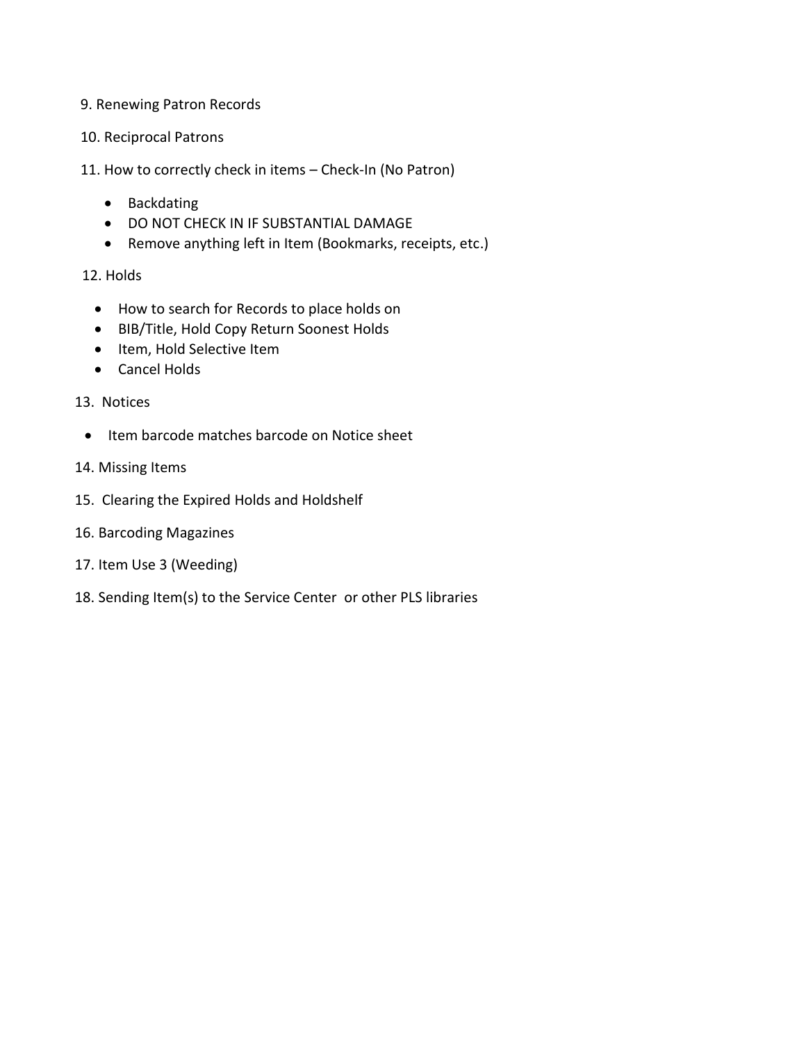9. Renewing Patron Records

10. Reciprocal Patrons

11. How to correctly check in items – Check-In (No Patron)

- Backdating
- DO NOT CHECK IN IF SUBSTANTIAL DAMAGE
- Remove anything left in Item (Bookmarks, receipts, etc.)

12. Holds

- How to search for Records to place holds on
- BIB/Title, Hold Copy Return Soonest Holds
- Item, Hold Selective Item
- Cancel Holds

13. Notices

- Item barcode matches barcode on Notice sheet

14. Missing Items

15. Clearing the Expired Holds and Holdshelf

16. Barcoding Magazines

17. Item Use 3 (Weeding)

18. Sending Item(s) to the Service Center or other PLS libraries